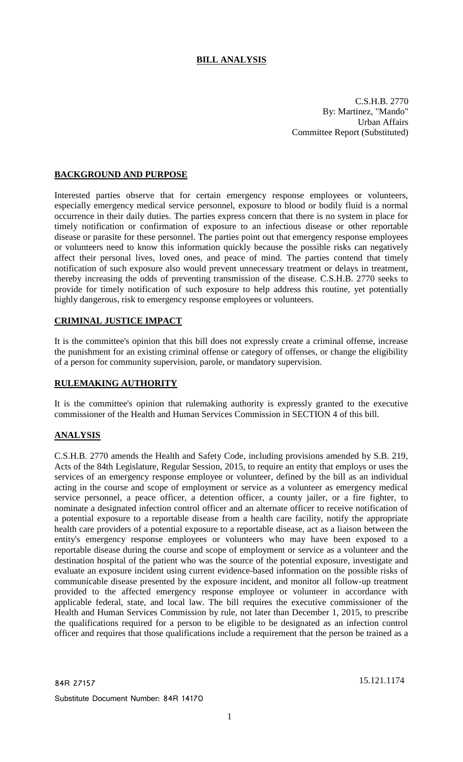# BILL ANALYSIS

C.S.H.B. 2770
By: Martinez, "Mando"
Urban Affairs
Committee Report (Substituted)

## BACKGROUND AND PURPOSE

Interested parties observe that for certain emergency response employees or volunteers, especially emergency medical service personnel, exposure to blood or bodily fluid is a normal occurrence in their daily duties. The parties express concern that there is no system in place for timely notification or confirmation of exposure to an infectious disease or other reportable disease or parasite for these personnel. The parties point out that emergency response employees or volunteers need to know this information quickly because the possible risks can negatively affect their personal lives, loved ones, and peace of mind. The parties contend that timely notification of such exposure also would prevent unnecessary treatment or delays in treatment, thereby increasing the odds of preventing transmission of the disease. C.S.H.B. 2770 seeks to provide for timely notification of such exposure to help address this routine, yet potentially highly dangerous, risk to emergency response employees or volunteers.

## CRIMINAL JUSTICE IMPACT

It is the committee's opinion that this bill does not expressly create a criminal offense, increase the punishment for an existing criminal offense or category of offenses, or change the eligibility of a person for community supervision, parole, or mandatory supervision.

## RULEMAKING AUTHORITY

It is the committee's opinion that rulemaking authority is expressly granted to the executive commissioner of the Health and Human Services Commission in SECTION 4 of this bill.

## ANALYSIS

C.S.H.B. 2770 amends the Health and Safety Code, including provisions amended by S.B. 219, Acts of the 84th Legislature, Regular Session, 2015, to require an entity that employs or uses the services of an emergency response employee or volunteer, defined by the bill as an individual acting in the course and scope of employment or service as a volunteer as emergency medical service personnel, a peace officer, a detention officer, a county jailer, or a fire fighter, to nominate a designated infection control officer and an alternate officer to receive notification of a potential exposure to a reportable disease from a health care facility, notify the appropriate health care providers of a potential exposure to a reportable disease, act as a liaison between the entity's emergency response employees or volunteers who may have been exposed to a reportable disease during the course and scope of employment or service as a volunteer and the destination hospital of the patient who was the source of the potential exposure, investigate and evaluate an exposure incident using current evidence-based information on the possible risks of communicable disease presented by the exposure incident, and monitor all follow-up treatment provided to the affected emergency response employee or volunteer in accordance with applicable federal, state, and local law. The bill requires the executive commissioner of the Health and Human Services Commission by rule, not later than December 1, 2015, to prescribe the qualifications required for a person to be eligible to be designated as an infection control officer and requires that those qualifications include a requirement that the person be trained as a

84R 27157 15.121.1174

Substitute Document Number: 84R 14170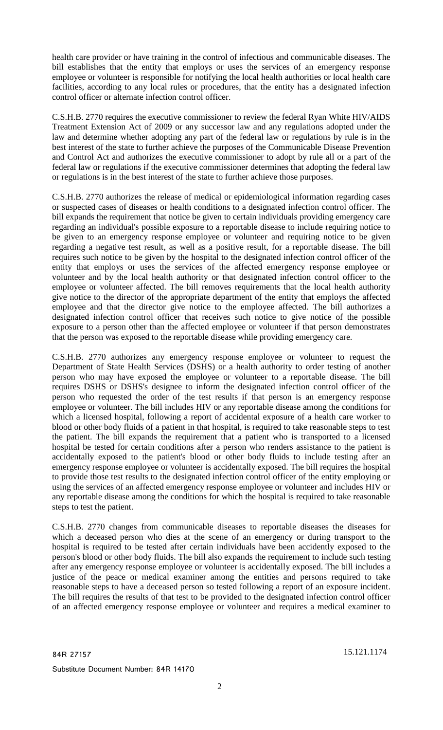health care provider or have training in the control of infectious and communicable diseases. The bill establishes that the entity that employs or uses the services of an emergency response employee or volunteer is responsible for notifying the local health authorities or local health care facilities, according to any local rules or procedures, that the entity has a designated infection control officer or alternate infection control officer.

C.S.H.B. 2770 requires the executive commissioner to review the federal Ryan White HIV/AIDS Treatment Extension Act of 2009 or any successor law and any regulations adopted under the law and determine whether adopting any part of the federal law or regulations by rule is in the best interest of the state to further achieve the purposes of the Communicable Disease Prevention and Control Act and authorizes the executive commissioner to adopt by rule all or a part of the federal law or regulations if the executive commissioner determines that adopting the federal law or regulations is in the best interest of the state to further achieve those purposes.

C.S.H.B. 2770 authorizes the release of medical or epidemiological information regarding cases or suspected cases of diseases or health conditions to a designated infection control officer. The bill expands the requirement that notice be given to certain individuals providing emergency care regarding an individual's possible exposure to a reportable disease to include requiring notice to be given to an emergency response employee or volunteer and requiring notice to be given regarding a negative test result, as well as a positive result, for a reportable disease. The bill requires such notice to be given by the hospital to the designated infection control officer of the entity that employs or uses the services of the affected emergency response employee or volunteer and by the local health authority or that designated infection control officer to the employee or volunteer affected. The bill removes requirements that the local health authority give notice to the director of the appropriate department of the entity that employs the affected employee and that the director give notice to the employee affected. The bill authorizes a designated infection control officer that receives such notice to give notice of the possible exposure to a person other than the affected employee or volunteer if that person demonstrates that the person was exposed to the reportable disease while providing emergency care.

C.S.H.B. 2770 authorizes any emergency response employee or volunteer to request the Department of State Health Services (DSHS) or a health authority to order testing of another person who may have exposed the employee or volunteer to a reportable disease. The bill requires DSHS or DSHS's designee to inform the designated infection control officer of the person who requested the order of the test results if that person is an emergency response employee or volunteer. The bill includes HIV or any reportable disease among the conditions for which a licensed hospital, following a report of accidental exposure of a health care worker to blood or other body fluids of a patient in that hospital, is required to take reasonable steps to test the patient. The bill expands the requirement that a patient who is transported to a licensed hospital be tested for certain conditions after a person who renders assistance to the patient is accidentally exposed to the patient's blood or other body fluids to include testing after an emergency response employee or volunteer is accidentally exposed. The bill requires the hospital to provide those test results to the designated infection control officer of the entity employing or using the services of an affected emergency response employee or volunteer and includes HIV or any reportable disease among the conditions for which the hospital is required to take reasonable steps to test the patient.

C.S.H.B. 2770 changes from communicable diseases to reportable diseases the diseases for which a deceased person who dies at the scene of an emergency or during transport to the hospital is required to be tested after certain individuals have been accidently exposed to the person's blood or other body fluids. The bill also expands the requirement to include such testing after any emergency response employee or volunteer is accidentally exposed. The bill includes a justice of the peace or medical examiner among the entities and persons required to take reasonable steps to have a deceased person so tested following a report of an exposure incident. The bill requires the results of that test to be provided to the designated infection control officer of an affected emergency response employee or volunteer and requires a medical examiner to

84R 27157 15.121.1174

Substitute Document Number: 84R 14170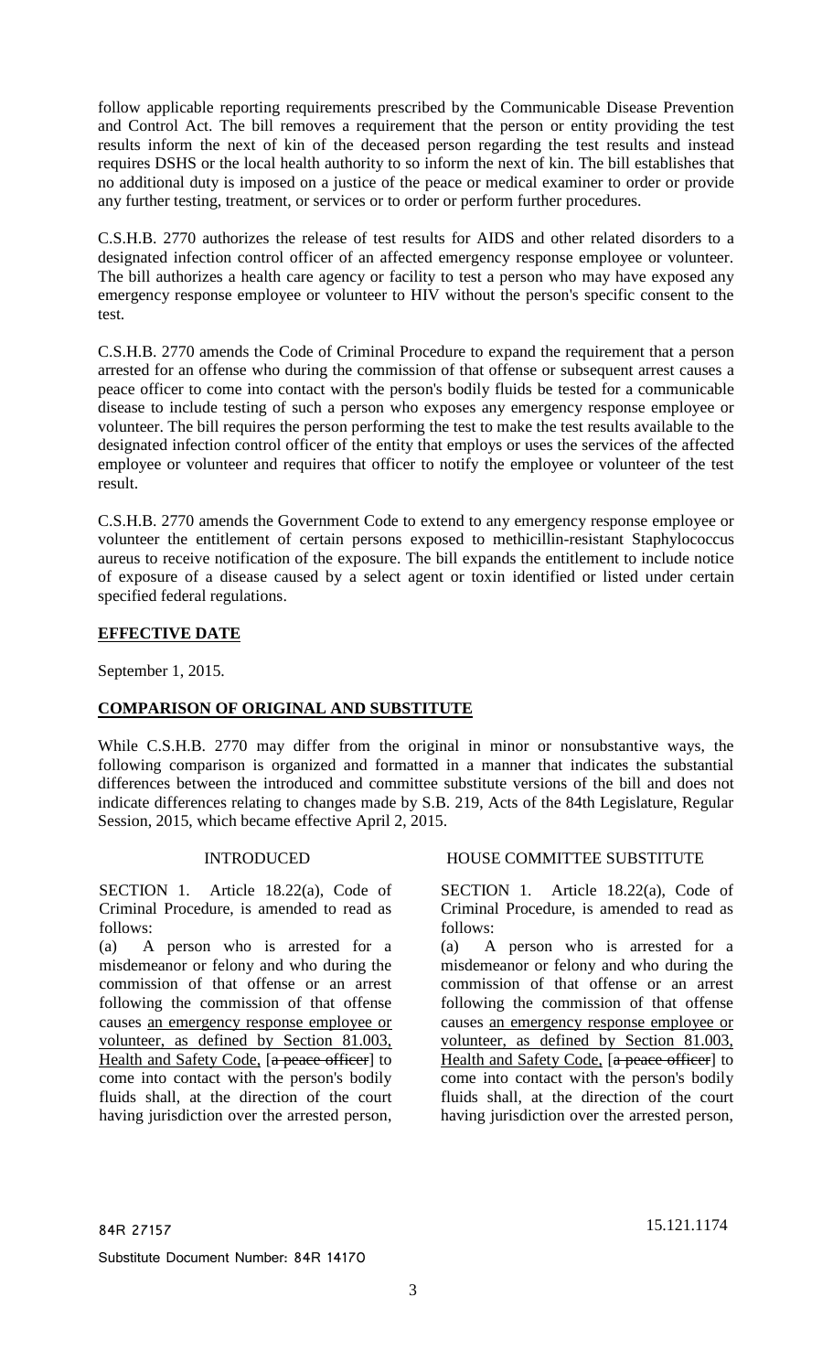follow applicable reporting requirements prescribed by the Communicable Disease Prevention and Control Act. The bill removes a requirement that the person or entity providing the test results inform the next of kin of the deceased person regarding the test results and instead requires DSHS or the local health authority to so inform the next of kin. The bill establishes that no additional duty is imposed on a justice of the peace or medical examiner to order or provide any further testing, treatment, or services or to order or perform further procedures.

C.S.H.B. 2770 authorizes the release of test results for AIDS and other related disorders to a designated infection control officer of an affected emergency response employee or volunteer. The bill authorizes a health care agency or facility to test a person who may have exposed any emergency response employee or volunteer to HIV without the person's specific consent to the test.

C.S.H.B. 2770 amends the Code of Criminal Procedure to expand the requirement that a person arrested for an offense who during the commission of that offense or subsequent arrest causes a peace officer to come into contact with the person's bodily fluids be tested for a communicable disease to include testing of such a person who exposes any emergency response employee or volunteer. The bill requires the person performing the test to make the test results available to the designated infection control officer of the entity that employs or uses the services of the affected employee or volunteer and requires that officer to notify the employee or volunteer of the test result.

C.S.H.B. 2770 amends the Government Code to extend to any emergency response employee or volunteer the entitlement of certain persons exposed to methicillin-resistant Staphylococcus aureus to receive notification of the exposure. The bill expands the entitlement to include notice of exposure of a disease caused by a select agent or toxin identified or listed under certain specified federal regulations.

## EFFECTIVE DATE

September 1, 2015.

## COMPARISON OF ORIGINAL AND SUBSTITUTE

While C.S.H.B. 2770 may differ from the original in minor or nonsubstantive ways, the following comparison is organized and formatted in a manner that indicates the substantial differences between the introduced and committee substitute versions of the bill and does not indicate differences relating to changes made by S.B. 219, Acts of the 84th Legislature, Regular Session, 2015, which became effective April 2, 2015.

| INTRODUCED | HOUSE COMMITTEE SUBSTITUTE |
|---|---|
| SECTION 1. Article 18.22(a), Code of Criminal Procedure, is amended to read as follows: | SECTION 1. Article 18.22(a), Code of Criminal Procedure, is amended to read as follows: |
| (a) A person who is arrested for a misdemeanor or felony and who during the commission of that offense or an arrest following the commission of that offense causes an emergency response employee or volunteer, as defined by Section 81.003, Health and Safety Code, [~~a peace officer~~] to come into contact with the person's bodily fluids shall, at the direction of the court having jurisdiction over the arrested person, | (a) A person who is arrested for a misdemeanor or felony and who during the commission of that offense or an arrest following the commission of that offense causes an emergency response employee or volunteer, as defined by Section 81.003, Health and Safety Code, [~~a peace officer~~] to come into contact with the person's bodily fluids shall, at the direction of the court having jurisdiction over the arrested person, |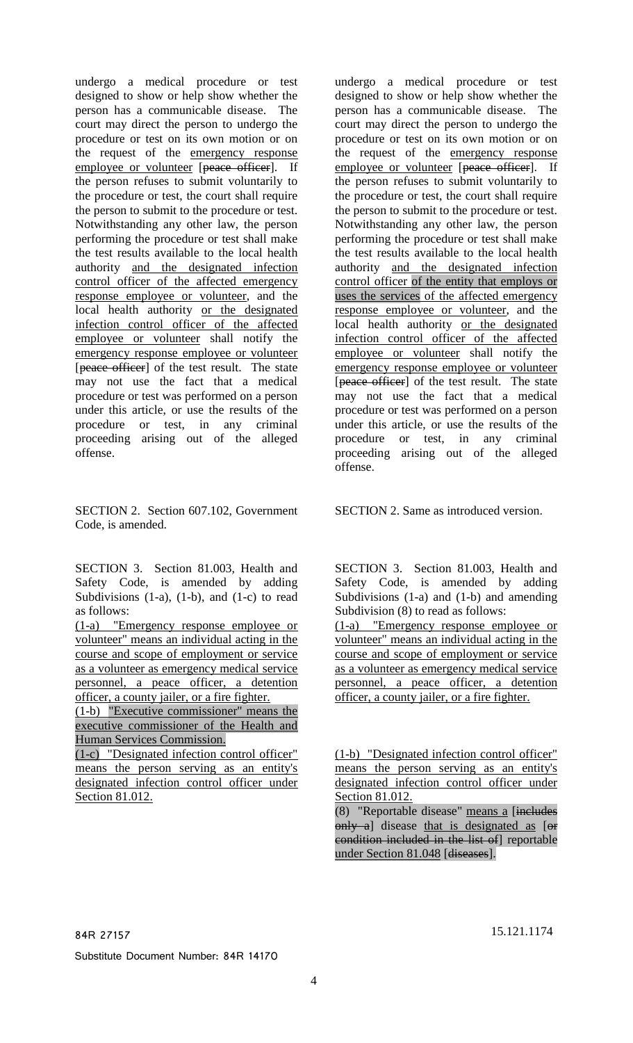| | |
|---|---|
| undergo a medical procedure or test designed to show or help show whether the person has a communicable disease. The court may direct the person to undergo the procedure or test on its own motion or on the request of the emergency response employee or volunteer [~~peace officer~~]. If the person refuses to submit voluntarily to the procedure or test, the court shall require the person to submit to the procedure or test. Notwithstanding any other law, the person performing the procedure or test shall make the test results available to the local health authority and the designated infection control officer of the affected emergency response employee or volunteer, and the local health authority or the designated infection control officer of the affected employee or volunteer shall notify the emergency response employee or volunteer [~~peace officer~~] of the test result. The state may not use the fact that a medical procedure or test was performed on a person under this article, or use the results of the procedure or test, in any criminal proceeding arising out of the alleged offense. | undergo a medical procedure or test designed to show or help show whether the person has a communicable disease. The court may direct the person to undergo the procedure or test on its own motion or on the request of the emergency response employee or volunteer [~~peace officer~~]. If the person refuses to submit voluntarily to the procedure or test, the court shall require the person to submit to the procedure or test. Notwithstanding any other law, the person performing the procedure or test shall make the test results available to the local health authority and the designated infection control officer of the entity that employs or uses the services of the affected emergency response employee or volunteer, and the local health authority or the designated infection control officer of the affected employee or volunteer shall notify the emergency response employee or volunteer [~~peace officer~~] of the test result. The state may not use the fact that a medical procedure or test was performed on a person under this article, or use the results of the procedure or test, in any criminal proceeding arising out of the alleged offense. |
| SECTION 2. Section 607.102, Government Code, is amended. | SECTION 2. Same as introduced version. |
| SECTION 3. Section 81.003, Health and Safety Code, is amended by adding Subdivisions (1-a), (1-b), and (1-c) to read as follows:<br>(1-a) "Emergency response employee or volunteer" means an individual acting in the course and scope of employment or service as a volunteer as emergency medical service personnel, a peace officer, a detention officer, a county jailer, or a fire fighter.<br>(1-b) "Executive commissioner" means the executive commissioner of the Health and Human Services Commission.<br>(1-c) "Designated infection control officer" means the person serving as an entity's designated infection control officer under Section 81.012. | SECTION 3. Section 81.003, Health and Safety Code, is amended by adding Subdivisions (1-a) and (1-b) and amending Subdivision (8) to read as follows:<br>(1-a) "Emergency response employee or volunteer" means an individual acting in the course and scope of employment or service as a volunteer as emergency medical service personnel, a peace officer, a detention officer, a county jailer, or a fire fighter.<br>(1-b) "Designated infection control officer" means the person serving as an entity's designated infection control officer under Section 81.012.<br>(8) "Reportable disease" means a [~~includes only a~~] disease that is designated as [~~or condition included in the list of~~] reportable under Section 81.048 [~~diseases~~]. |

84R 27157 15.121.1174

Substitute Document Number: 84R 14170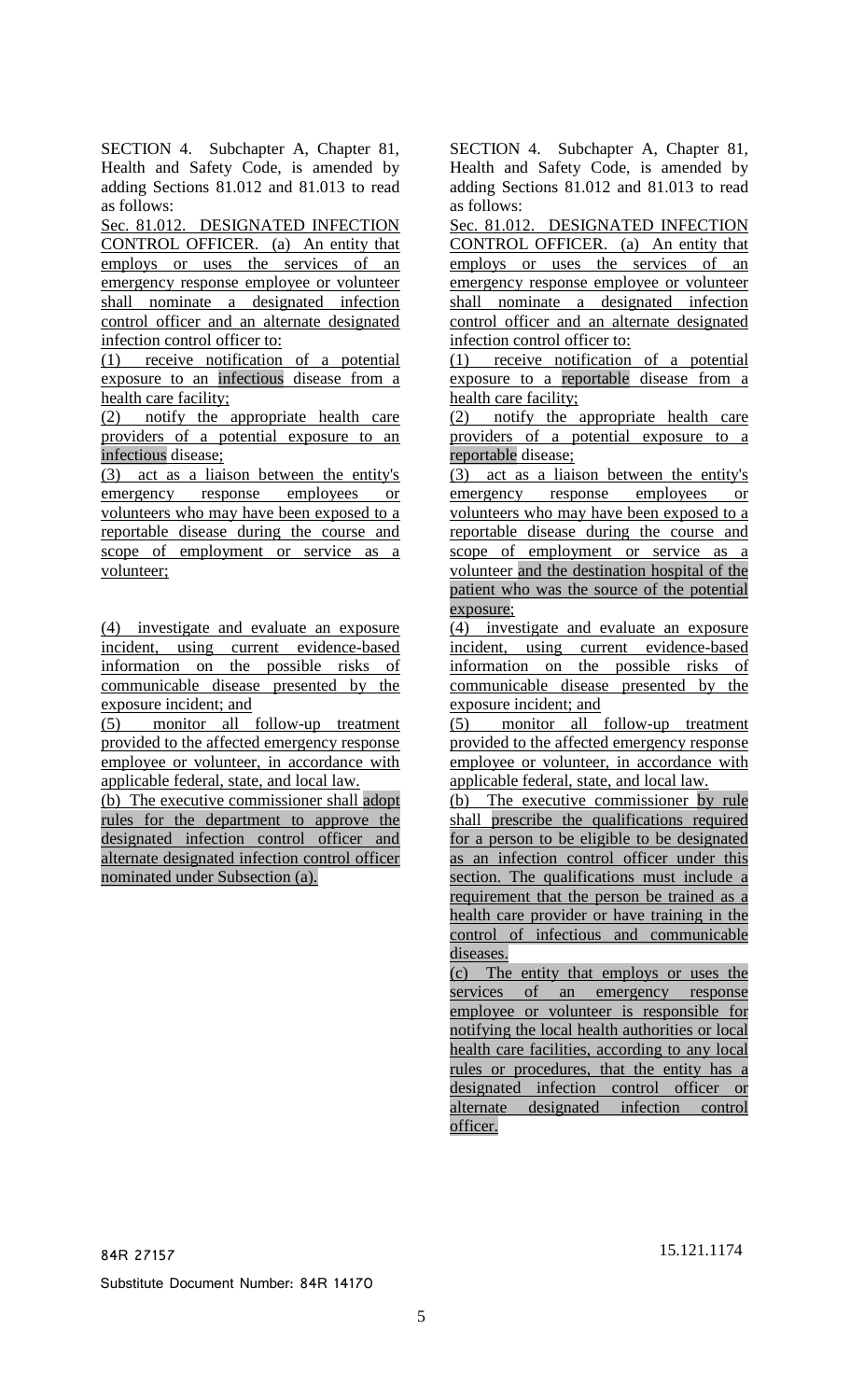SECTION 4. Subchapter A, Chapter 81, Health and Safety Code, is amended by adding Sections 81.012 and 81.013 to read as follows:

Sec. 81.012. DESIGNATED INFECTION CONTROL OFFICER. (a) An entity that employs or uses the services of an emergency response employee or volunteer shall nominate a designated infection control officer and an alternate designated infection control officer to:

(1) receive notification of a potential exposure to an infectious disease from a health care facility;

(2) notify the appropriate health care providers of a potential exposure to an infectious disease;

(3) act as a liaison between the entity's emergency response employees or volunteers who may have been exposed to a reportable disease during the course and scope of employment or service as a volunteer;

(4) investigate and evaluate an exposure incident, using current evidence-based information on the possible risks of communicable disease presented by the exposure incident; and

(5) monitor all follow-up treatment provided to the affected emergency response employee or volunteer, in accordance with applicable federal, state, and local law.

(b) The executive commissioner shall adopt rules for the department to approve the designated infection control officer and alternate designated infection control officer nominated under Subsection (a).

SECTION 4. Subchapter A, Chapter 81, Health and Safety Code, is amended by adding Sections 81.012 and 81.013 to read as follows:

Sec. 81.012. DESIGNATED INFECTION CONTROL OFFICER. (a) An entity that employs or uses the services of an emergency response employee or volunteer shall nominate a designated infection control officer and an alternate designated infection control officer to:

(1) receive notification of a potential exposure to a reportable disease from a health care facility;

(2) notify the appropriate health care providers of a potential exposure to a reportable disease;

(3) act as a liaison between the entity's emergency response employees or volunteers who may have been exposed to a reportable disease during the course and scope of employment or service as a volunteer and the destination hospital of the patient who was the source of the potential exposure;

(4) investigate and evaluate an exposure incident, using current evidence-based information on the possible risks of communicable disease presented by the exposure incident; and

(5) monitor all follow-up treatment provided to the affected emergency response employee or volunteer, in accordance with applicable federal, state, and local law.

(b) The executive commissioner by rule shall prescribe the qualifications required for a person to be eligible to be designated as an infection control officer under this section. The qualifications must include a requirement that the person be trained as a health care provider or have training in the control of infectious and communicable diseases.

(c) The entity that employs or uses the services of an emergency response employee or volunteer is responsible for notifying the local health authorities or local health care facilities, according to any local rules or procedures, that the entity has a designated infection control officer or alternate designated infection control officer.

84R 27157 15.121.1174

Substitute Document Number: 84R 14170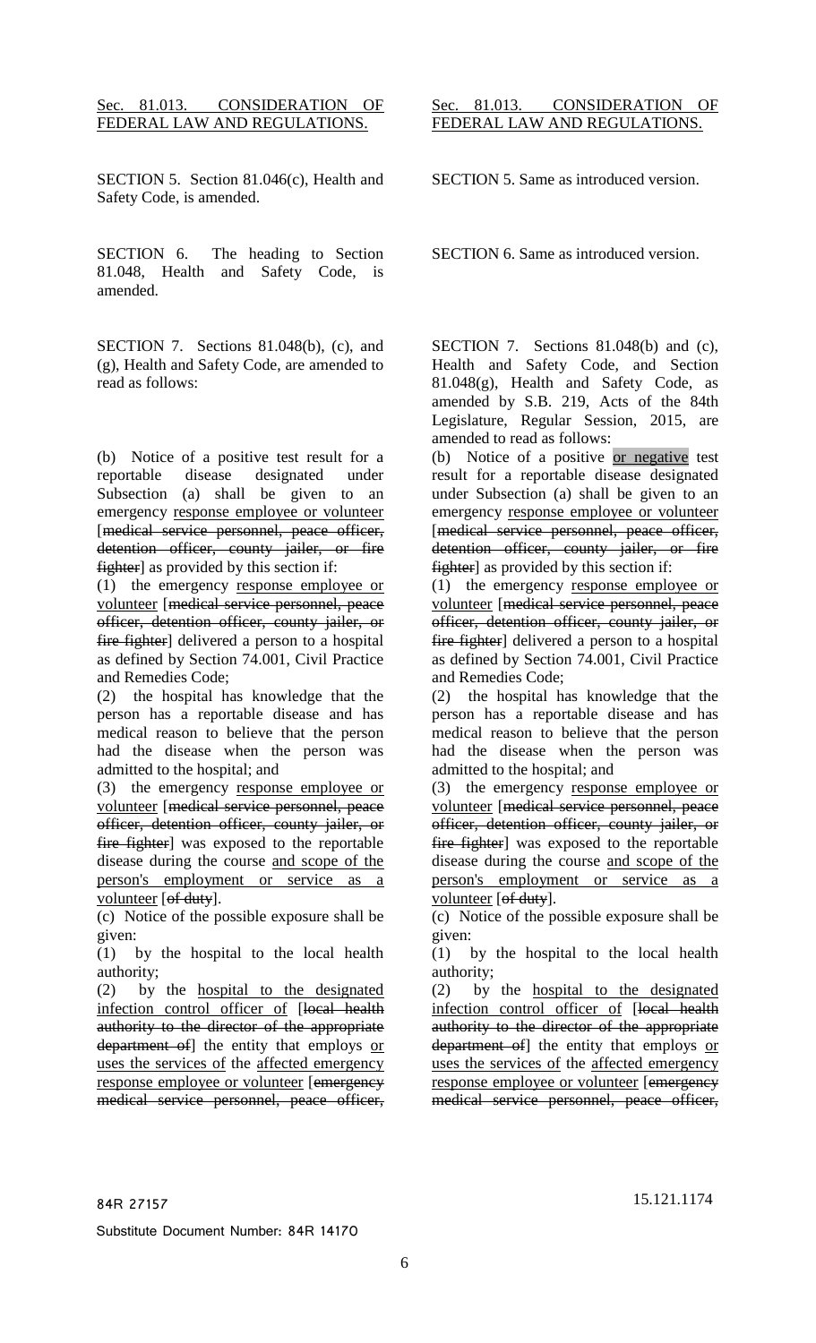| INTRODUCED | SENATE VERSION (CS) |
|---|---|
| <u>Sec. 81.013. CONSIDERATION OF FEDERAL LAW AND REGULATIONS.</u> | <u>Sec. 81.013. CONSIDERATION OF FEDERAL LAW AND REGULATIONS.</u> |
| SECTION 5. Section 81.046(c), Health and Safety Code, is amended. | SECTION 5. Same as introduced version. |
| SECTION 6. The heading to Section 81.048, Health and Safety Code, is amended. | SECTION 6. Same as introduced version. |
| SECTION 7. Sections 81.048(b), (c), and (g), Health and Safety Code, are amended to read as follows: | SECTION 7. Sections 81.048(b) and (c), Health and Safety Code, and Section 81.048(g), Health and Safety Code, as amended by S.B. 219, Acts of the 84th Legislature, Regular Session, 2015, are amended to read as follows: |
| (b) Notice of a positive test result for a reportable disease designated under Subsection (a) shall be given to an emergency <u>response employee or volunteer</u> [~~medical service personnel, peace officer, detention officer, county jailer, or fire fighter~~] as provided by this section if: | (b) Notice of a positive <u>or negative</u> test result for a reportable disease designated under Subsection (a) shall be given to an emergency <u>response employee or volunteer</u> [~~medical service personnel, peace officer, detention officer, county jailer, or fire fighter~~] as provided by this section if: |
| (1) the emergency <u>response employee or volunteer</u> [~~medical service personnel, peace officer, detention officer, county jailer, or fire fighter~~] delivered a person to a hospital as defined by Section 74.001, Civil Practice and Remedies Code; | (1) the emergency <u>response employee or volunteer</u> [~~medical service personnel, peace officer, detention officer, county jailer, or fire fighter~~] delivered a person to a hospital as defined by Section 74.001, Civil Practice and Remedies Code; |
| (2) the hospital has knowledge that the person has a reportable disease and has medical reason to believe that the person had the disease when the person was admitted to the hospital; and | (2) the hospital has knowledge that the person has a reportable disease and has medical reason to believe that the person had the disease when the person was admitted to the hospital; and |
| (3) the emergency <u>response employee or volunteer</u> [~~medical service personnel, peace officer, detention officer, county jailer, or fire fighter~~] was exposed to the reportable disease during the course <u>and scope of the person's employment or service as a volunteer</u> [~~of duty~~]. | (3) the emergency <u>response employee or volunteer</u> [~~medical service personnel, peace officer, detention officer, county jailer, or fire fighter~~] was exposed to the reportable disease during the course <u>and scope of the person's employment or service as a volunteer</u> [~~of duty~~]. |
| (c) Notice of the possible exposure shall be given: | (c) Notice of the possible exposure shall be given: |
| (1) by the hospital to the local health authority; | (1) by the hospital to the local health authority; |
| (2) by the <u>hospital to the designated infection control officer of</u> [~~local health authority to the director of the appropriate department of~~] the entity that employs <u>or uses the services of</u> the <u>affected emergency response employee or volunteer</u> [~~emergency medical service personnel, peace officer,~~ | (2) by the <u>hospital to the designated infection control officer of</u> [~~local health authority to the director of the appropriate department of~~] the entity that employs <u>or uses the services of</u> the <u>affected emergency response employee or volunteer</u> [~~emergency medical service personnel, peace officer,~~ |

84R 27157 15.121.1174

Substitute Document Number: 84R 14170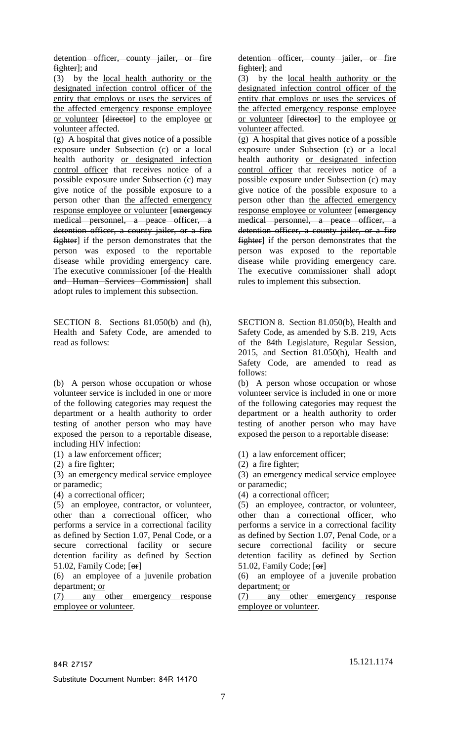detention officer, county jailer, or fire fighter]; and

(3) by the local health authority or the designated infection control officer of the entity that employs or uses the services of the affected emergency response employee or volunteer [director] to the employee or volunteer affected.

(g) A hospital that gives notice of a possible exposure under Subsection (c) or a local health authority or designated infection control officer that receives notice of a possible exposure under Subsection (c) may give notice of the possible exposure to a person other than the affected emergency response employee or volunteer [emergency medical personnel, a peace officer, a detention officer, a county jailer, or a fire fighter] if the person demonstrates that the person was exposed to the reportable disease while providing emergency care. The executive commissioner [of the Health and Human Services Commission] shall adopt rules to implement this subsection.

SECTION 8. Sections 81.050(b) and (h), Health and Safety Code, are amended to read as follows:

(b) A person whose occupation or whose volunteer service is included in one or more of the following categories may request the department or a health authority to order testing of another person who may have exposed the person to a reportable disease, including HIV infection:

(1) a law enforcement officer;

(2) a fire fighter;

(3) an emergency medical service employee or paramedic;

(4) a correctional officer;

(5) an employee, contractor, or volunteer, other than a correctional officer, who performs a service in a correctional facility as defined by Section 1.07, Penal Code, or a secure correctional facility or secure detention facility as defined by Section 51.02, Family Code; [or]

(6) an employee of a juvenile probation department; or

(7) any other emergency response employee or volunteer.

detention officer, county jailer, or fire fighter]; and

(3) by the local health authority or the designated infection control officer of the entity that employs or uses the services of the affected emergency response employee or volunteer [director] to the employee or volunteer affected.

(g) A hospital that gives notice of a possible exposure under Subsection (c) or a local health authority or designated infection control officer that receives notice of a possible exposure under Subsection (c) may give notice of the possible exposure to a person other than the affected emergency response employee or volunteer [emergency medical personnel, a peace officer, a detention officer, a county jailer, or a fire fighter] if the person demonstrates that the person was exposed to the reportable disease while providing emergency care. The executive commissioner shall adopt rules to implement this subsection.

SECTION 8. Section 81.050(b), Health and Safety Code, as amended by S.B. 219, Acts of the 84th Legislature, Regular Session, 2015, and Section 81.050(h), Health and Safety Code, are amended to read as follows:

(b) A person whose occupation or whose volunteer service is included in one or more of the following categories may request the department or a health authority to order testing of another person who may have exposed the person to a reportable disease:

(1) a law enforcement officer;

(2) a fire fighter;

(3) an emergency medical service employee or paramedic;

(4) a correctional officer;

(5) an employee, contractor, or volunteer, other than a correctional officer, who performs a service in a correctional facility as defined by Section 1.07, Penal Code, or a secure correctional facility or secure detention facility as defined by Section 51.02, Family Code; [or]

(6) an employee of a juvenile probation department; or

(7) any other emergency response employee or volunteer.

84R 27157

15.121.1174

Substitute Document Number: 84R 14170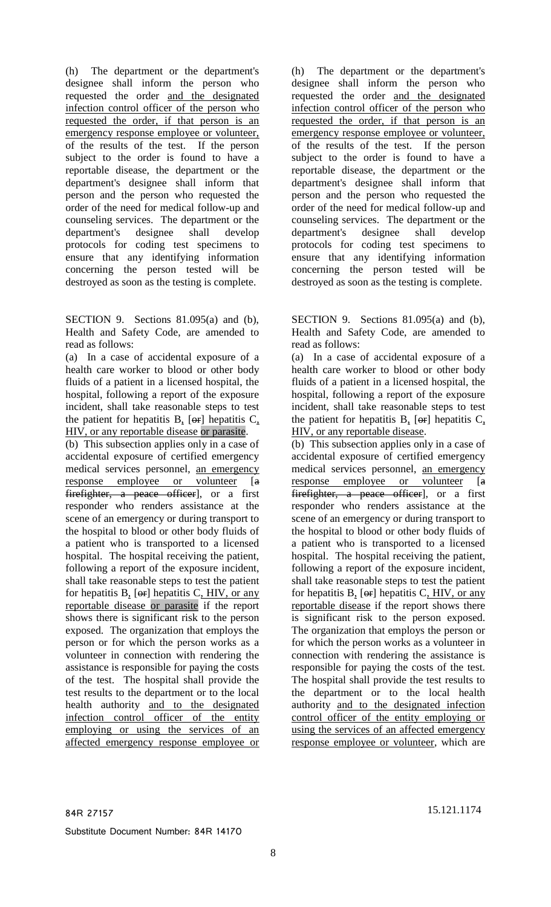(h) The department or the department's designee shall inform the person who requested the order <u>and the designated infection control officer of the person who requested the order, if that person is an emergency response employee or volunteer,</u> of the results of the test. If the person subject to the order is found to have a reportable disease, the department or the department's designee shall inform that person and the person who requested the order of the need for medical follow-up and counseling services. The department or the department's designee shall develop protocols for coding test specimens to ensure that any identifying information concerning the person tested will be destroyed as soon as the testing is complete.

SECTION 9. Sections 81.095(a) and (b), Health and Safety Code, are amended to read as follows:

(a) In a case of accidental exposure of a health care worker to blood or other body fluids of a patient in a licensed hospital, the hospital, following a report of the exposure incident, shall take reasonable steps to test the patient for hepatitis B<u>,</u> [~~or~~] hepatitis C<u>, HIV, or any reportable disease or parasite</u>.

(b) This subsection applies only in a case of accidental exposure of certified emergency medical services personnel, <u>an emergency response employee or volunteer</u> [~~a firefighter, a peace officer~~], or a first responder who renders assistance at the scene of an emergency or during transport to the hospital to blood or other body fluids of a patient who is transported to a licensed hospital. The hospital receiving the patient, following a report of the exposure incident, shall take reasonable steps to test the patient for hepatitis B<u>,</u> [~~or~~] hepatitis C<u>, HIV, or any reportable disease or parasite</u> if the report shows there is significant risk to the person exposed. The organization that employs the person or for which the person works as a volunteer in connection with rendering the assistance is responsible for paying the costs of the test. The hospital shall provide the test results to the department or to the local health authority <u>and to the designated infection control officer of the entity employing or using the services of an affected emergency response employee or</u>

(h) The department or the department's designee shall inform the person who requested the order <u>and the designated infection control officer of the person who requested the order, if that person is an emergency response employee or volunteer,</u> of the results of the test. If the person subject to the order is found to have a reportable disease, the department or the department's designee shall inform that person and the person who requested the order of the need for medical follow-up and counseling services. The department or the department's designee shall develop protocols for coding test specimens to ensure that any identifying information concerning the person tested will be destroyed as soon as the testing is complete.

SECTION 9. Sections 81.095(a) and (b), Health and Safety Code, are amended to read as follows:

(a) In a case of accidental exposure of a health care worker to blood or other body fluids of a patient in a licensed hospital, the hospital, following a report of the exposure incident, shall take reasonable steps to test the patient for hepatitis B<u>,</u> [~~or~~] hepatitis C<u>, HIV, or any reportable disease</u>.

(b) This subsection applies only in a case of accidental exposure of certified emergency medical services personnel, <u>an emergency response employee or volunteer</u> [~~a firefighter, a peace officer~~], or a first responder who renders assistance at the scene of an emergency or during transport to the hospital to blood or other body fluids of a patient who is transported to a licensed hospital. The hospital receiving the patient, following a report of the exposure incident, shall take reasonable steps to test the patient for hepatitis B<u>,</u> [~~or~~] hepatitis C<u>, HIV, or any reportable disease</u> if the report shows there is significant risk to the person exposed. The organization that employs the person or for which the person works as a volunteer in connection with rendering the assistance is responsible for paying the costs of the test. The hospital shall provide the test results to the department or to the local health authority <u>and to the designated infection control officer of the entity employing or using the services of an affected emergency response employee or volunteer</u>, which are

84R 27157

Substitute Document Number: 84R 14170

15.121.1174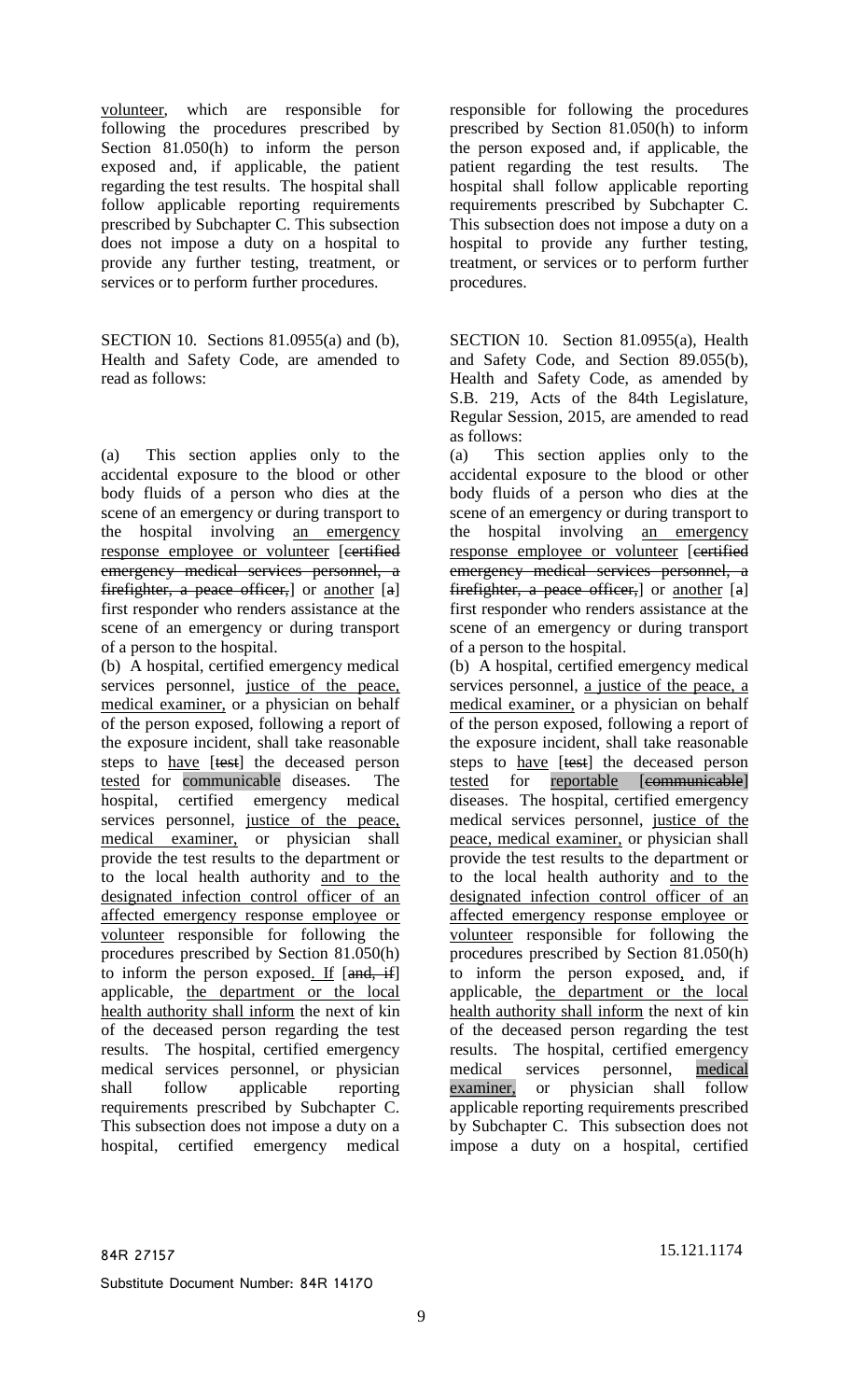volunteer, which are responsible for following the procedures prescribed by Section 81.050(h) to inform the person exposed and, if applicable, the patient regarding the test results. The hospital shall follow applicable reporting requirements prescribed by Subchapter C. This subsection does not impose a duty on a hospital to provide any further testing, treatment, or services or to perform further procedures.

SECTION 10. Sections 81.0955(a) and (b), Health and Safety Code, are amended to read as follows:

(a) This section applies only to the accidental exposure to the blood or other body fluids of a person who dies at the scene of an emergency or during transport to the hospital involving an emergency response employee or volunteer [certified emergency medical services personnel, a firefighter, a peace officer,] or another [a] first responder who renders assistance at the scene of an emergency or during transport of a person to the hospital.

(b) A hospital, certified emergency medical services personnel, justice of the peace, medical examiner, or a physician on behalf of the person exposed, following a report of the exposure incident, shall take reasonable steps to have [test] the deceased person tested for communicable diseases. The hospital, certified emergency medical services personnel, justice of the peace, medical examiner, or physician shall provide the test results to the department or to the local health authority and to the designated infection control officer of an affected emergency response employee or volunteer responsible for following the procedures prescribed by Section 81.050(h) to inform the person exposed. If [and, if] applicable, the department or the local health authority shall inform the next of kin of the deceased person regarding the test results. The hospital, certified emergency medical services personnel, or physician shall follow applicable reporting requirements prescribed by Subchapter C. This subsection does not impose a duty on a hospital, certified emergency medical

responsible for following the procedures prescribed by Section 81.050(h) to inform the person exposed and, if applicable, the patient regarding the test results. The hospital shall follow applicable reporting requirements prescribed by Subchapter C. This subsection does not impose a duty on a hospital to provide any further testing, treatment, or services or to perform further procedures.

SECTION 10. Section 81.0955(a), Health and Safety Code, and Section 89.055(b), Health and Safety Code, as amended by S.B. 219, Acts of the 84th Legislature, Regular Session, 2015, are amended to read as follows:

(a) This section applies only to the accidental exposure to the blood or other body fluids of a person who dies at the scene of an emergency or during transport to the hospital involving an emergency response employee or volunteer [certified emergency medical services personnel, a firefighter, a peace officer,] or another [a] first responder who renders assistance at the scene of an emergency or during transport of a person to the hospital.

(b) A hospital, certified emergency medical services personnel, a justice of the peace, a medical examiner, or a physician on behalf of the person exposed, following a report of the exposure incident, shall take reasonable steps to have [test] the deceased person tested for reportable [communicable] diseases. The hospital, certified emergency medical services personnel, justice of the peace, medical examiner, or physician shall provide the test results to the department or to the local health authority and to the designated infection control officer of an affected emergency response employee or volunteer responsible for following the procedures prescribed by Section 81.050(h) to inform the person exposed, and, if applicable, the department or the local health authority shall inform the next of kin of the deceased person regarding the test results. The hospital, certified emergency medical services personnel, medical examiner, or physician shall follow applicable reporting requirements prescribed by Subchapter C. This subsection does not impose a duty on a hospital, certified

84R 27157

Substitute Document Number: 84R 14170

15.121.1174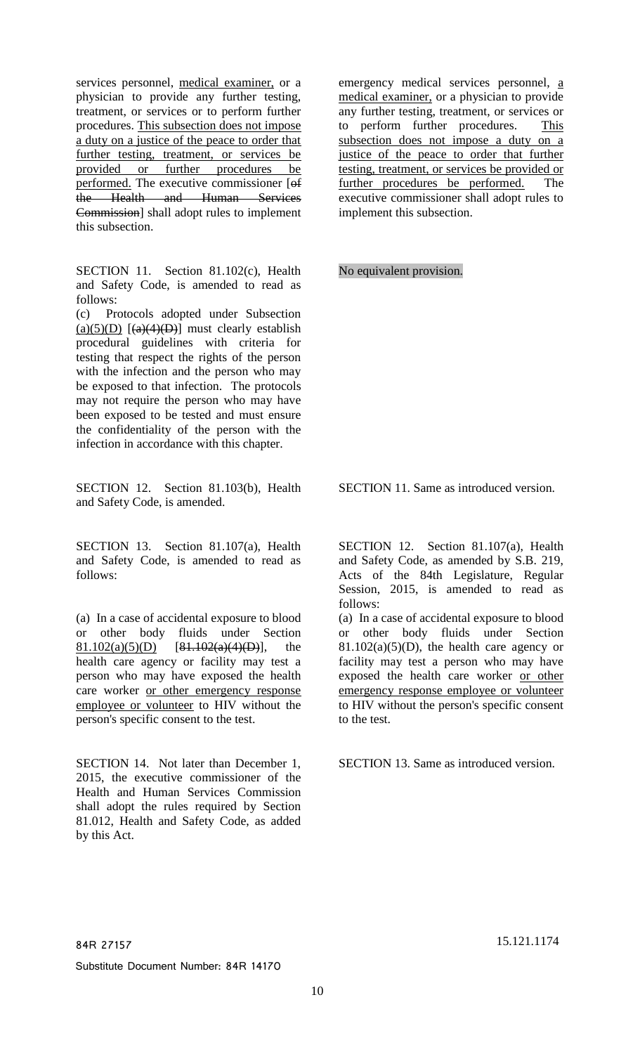| | |
|---|---|
| services personnel, medical examiner, or a physician to provide any further testing, treatment, or services or to perform further procedures. This subsection does not impose a duty on a justice of the peace to order that further testing, treatment, or services be provided or further procedures be performed. The executive commissioner [of the Health and Human Services Commission] shall adopt rules to implement this subsection. | emergency medical services personnel, a medical examiner, or a physician to provide any further testing, treatment, or services or to perform further procedures. This subsection does not impose a duty on a justice of the peace to order that further testing, treatment, or services be provided or further procedures be performed. The executive commissioner shall adopt rules to implement this subsection. |
| SECTION 11. Section 81.102(c), Health and Safety Code, is amended to read as follows:<br>(c) Protocols adopted under Subsection (a)(5)(D) [(a)(4)(D)] must clearly establish procedural guidelines with criteria for testing that respect the rights of the person with the infection and the person who may be exposed to that infection. The protocols may not require the person who may have been exposed to be tested and must ensure the confidentiality of the person with the infection in accordance with this chapter. | No equivalent provision. |
| SECTION 12. Section 81.103(b), Health and Safety Code, is amended. | SECTION 11. Same as introduced version. |
| SECTION 13. Section 81.107(a), Health and Safety Code, is amended to read as follows:<br>(a) In a case of accidental exposure to blood or other body fluids under Section 81.102(a)(5)(D) [81.102(a)(4)(D)], the health care agency or facility may test a person who may have exposed the health care worker or other emergency response employee or volunteer to HIV without the person's specific consent to the test. | SECTION 12. Section 81.107(a), Health and Safety Code, as amended by S.B. 219, Acts of the 84th Legislature, Regular Session, 2015, is amended to read as follows:<br>(a) In a case of accidental exposure to blood or other body fluids under Section 81.102(a)(5)(D), the health care agency or facility may test a person who may have exposed the health care worker or other emergency response employee or volunteer to HIV without the person's specific consent to the test. |
| SECTION 14. Not later than December 1, 2015, the executive commissioner of the Health and Human Services Commission shall adopt the rules required by Section 81.012, Health and Safety Code, as added by this Act. | SECTION 13. Same as introduced version. |

84R 27157 15.121.1174

Substitute Document Number: 84R 14170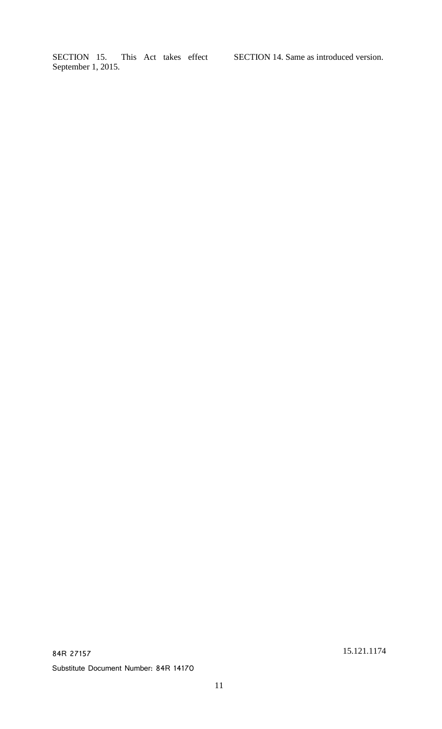| | |
| --- | --- |
| SECTION 15. This Act takes effect September 1, 2015. | SECTION 14. Same as introduced version. |

84R 27157

15.121.1174

Substitute Document Number: 84R 14170